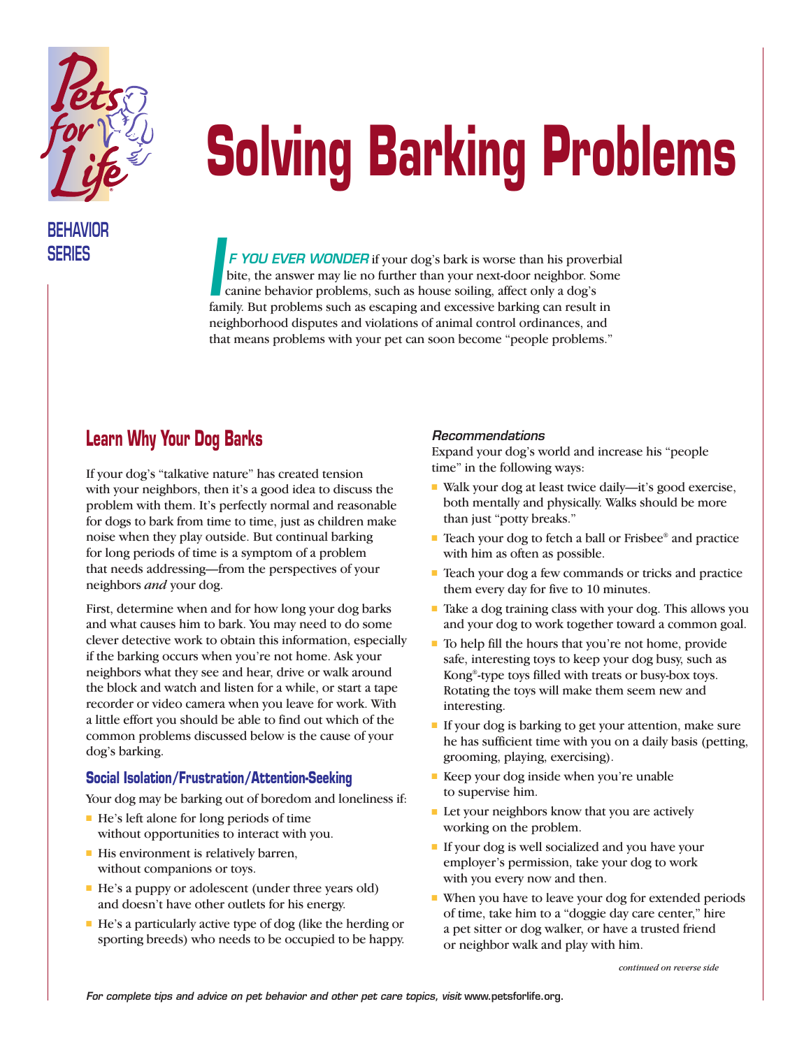BEHAVIOR SERIES

# Solving Barking Problems

*IF YOU EVER WONDER* if your dog's bark is worse than his proverbial bite, the answer may lie no further than your next-door neighbor. Some canine behavior problems, such as house soiling, affect only a dog's family. But problems such as escaping and excessive barking can result in neighborhood disputes and violations of animal control ordinances, and that means problems with your pet can soon become "people problems."

## Learn Why Your Dog Barks

If your dog's "talkative nature" has created tension with your neighbors, then it's a good idea to discuss the problem with them. It's perfectly normal and reasonable for dogs to bark from time to time, just as children make noise when they play outside. But continual barking for long periods of time is a symptom of a problem that needs addressing—from the perspectives of your neighbors *and* your dog.

First, determine when and for how long your dog barks and what causes him to bark. You may need to do some clever detective work to obtain this information, especially if the barking occurs when you're not home. Ask your neighbors what they see and hear, drive or walk around the block and watch and listen for a while, or start a tape recorder or video camera when you leave for work. With a little effort you should be able to find out which of the common problems discussed below is the cause of your dog's barking.

### Social Isolation/Frustration/Attention-Seeking

Your dog may be barking out of boredom and loneliness if:

- He's left alone for long periods of time without opportunities to interact with you.
- His environment is relatively barren, without companions or toys.
- He's a puppy or adolescent (under three years old) and doesn't have other outlets for his energy.
- He's a particularly active type of dog (like the herding or sporting breeds) who needs to be occupied to be happy.

*Recommendations*

Expand your dog's world and increase his "people time" in the following ways:

- Walk your dog at least twice daily—it's good exercise, both mentally and physically. Walks should be more than just "potty breaks."
- Teach your dog to fetch a ball or Frisbee® and practice with him as often as possible.
- Teach your dog a few commands or tricks and practice them every day for five to 10 minutes.
- Take a dog training class with your dog. This allows you and your dog to work together toward a common goal.
- To help fill the hours that you're not home, provide safe, interesting toys to keep your dog busy, such as Kong®-type toys filled with treats or busy-box toys. Rotating the toys will make them seem new and interesting.
- If your dog is barking to get your attention, make sure he has sufficient time with you on a daily basis (petting, grooming, playing, exercising).
- Keep your dog inside when you're unable to supervise him.
- Let your neighbors know that you are actively working on the problem.
- If your dog is well socialized and you have your employer's permission, take your dog to work with you every now and then.
- When you have to leave your dog for extended periods of time, take him to a "doggie day care center," hire a pet sitter or dog walker, or have a trusted friend or neighbor walk and play with him.

*continued on reverse side*

*For complete tips and advice on pet behavior and other pet care topics, visit* www.petsforlife.org.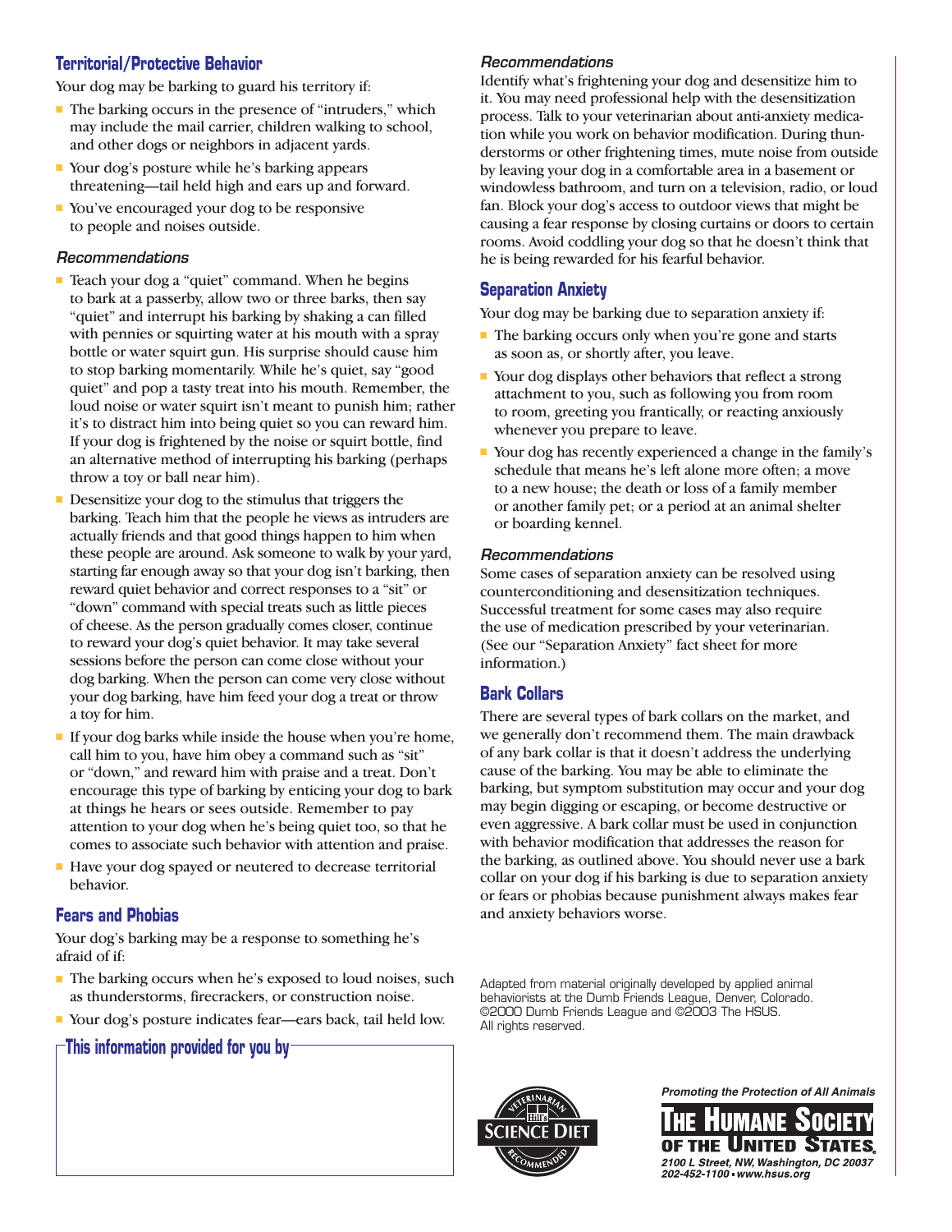## Territorial/Protective Behavior

Your dog may be barking to guard his territory if:

- The barking occurs in the presence of "intruders," which may include the mail carrier, children walking to school, and other dogs or neighbors in adjacent yards.
- Your dog's posture while he's barking appears threatening—tail held high and ears up and forward.
- You've encouraged your dog to be responsive to people and noises outside.

### *Recommendations*

- Teach your dog a "quiet" command. When he begins to bark at a passerby, allow two or three barks, then say "quiet" and interrupt his barking by shaking a can filled with pennies or squirting water at his mouth with a spray bottle or water squirt gun. His surprise should cause him to stop barking momentarily. While he's quiet, say "good quiet" and pop a tasty treat into his mouth. Remember, the loud noise or water squirt isn't meant to punish him; rather it's to distract him into being quiet so you can reward him. If your dog is frightened by the noise or squirt bottle, find an alternative method of interrupting his barking (perhaps throw a toy or ball near him).
- Desensitize your dog to the stimulus that triggers the barking. Teach him that the people he views as intruders are actually friends and that good things happen to him when these people are around. Ask someone to walk by your yard, starting far enough away so that your dog isn't barking, then reward quiet behavior and correct responses to a "sit" or "down" command with special treats such as little pieces of cheese. As the person gradually comes closer, continue to reward your dog's quiet behavior. It may take several sessions before the person can come close without your dog barking. When the person can come very close without your dog barking, have him feed your dog a treat or throw a toy for him.
- If your dog barks while inside the house when you're home, call him to you, have him obey a command such as "sit" or "down," and reward him with praise and a treat. Don't encourage this type of barking by enticing your dog to bark at things he hears or sees outside. Remember to pay attention to your dog when he's being quiet too, so that he comes to associate such behavior with attention and praise.
- Have your dog spayed or neutered to decrease territorial behavior.

## Fears and Phobias

Your dog's barking may be a response to something he's afraid of if:

- The barking occurs when he's exposed to loud noises, such as thunderstorms, firecrackers, or construction noise.
- Your dog's posture indicates fear—ears back, tail held low.

### *Recommendations*

Identify what's frightening your dog and desensitize him to it. You may need professional help with the desensitization process. Talk to your veterinarian about anti-anxiety medication while you work on behavior modification. During thunderstorms or other frightening times, mute noise from outside by leaving your dog in a comfortable area in a basement or windowless bathroom, and turn on a television, radio, or loud fan. Block your dog's access to outdoor views that might be causing a fear response by closing curtains or doors to certain rooms. Avoid coddling your dog so that he doesn't think that he is being rewarded for his fearful behavior.

## Separation Anxiety

Your dog may be barking due to separation anxiety if:

- The barking occurs only when you're gone and starts as soon as, or shortly after, you leave.
- Your dog displays other behaviors that reflect a strong attachment to you, such as following you from room to room, greeting you frantically, or reacting anxiously whenever you prepare to leave.
- Your dog has recently experienced a change in the family's schedule that means he's left alone more often; a move to a new house; the death or loss of a family member or another family pet; or a period at an animal shelter or boarding kennel.

### *Recommendations*

Some cases of separation anxiety can be resolved using counterconditioning and desensitization techniques. Successful treatment for some cases may also require the use of medication prescribed by your veterinarian. (See our "Separation Anxiety" fact sheet for more information.)

## Bark Collars

There are several types of bark collars on the market, and we generally don't recommend them. The main drawback of any bark collar is that it doesn't address the underlying cause of the barking. You may be able to eliminate the barking, but symptom substitution may occur and your dog may begin digging or escaping, or become destructive or even aggressive. A bark collar must be used in conjunction with behavior modification that addresses the reason for the barking, as outlined above. You should never use a bark collar on your dog if his barking is due to separation anxiety or fears or phobias because punishment always makes fear and anxiety behaviors worse.

Adapted from material originally developed by applied animal behaviorists at the Dumb Friends League, Denver, Colorado. ©2000 Dumb Friends League and ©2003 The HSUS. All rights reserved.

**This information provided for you by**

Veterinarian Recommended Hill's Science Diet

*Promoting the Protection of All Animals*

**The Humane Society of the United States**
*2100 L Street, NW, Washington, DC 20037*
*202-452-1100 • www.hsus.org*